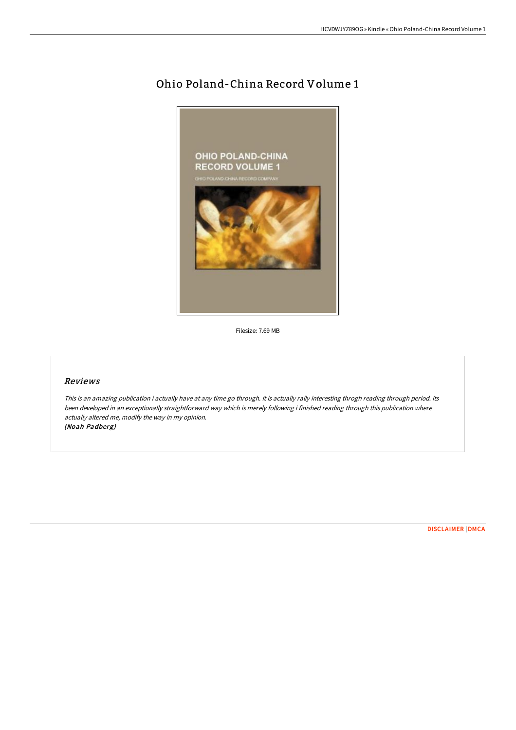# Ohio Poland-China Record Volume 1

Filesize: 7.69 MB

## Reviews

*This is an amazing publication i actually have at any time go through. It is actually rally interesting throgh reading through period. Its been developed in an exceptionally straightforward way which is merely following i finished reading through this publication where actually altered me, modify the way in my opinion.*
***(Noah Padberg)***

DISCLAIMER | DMCA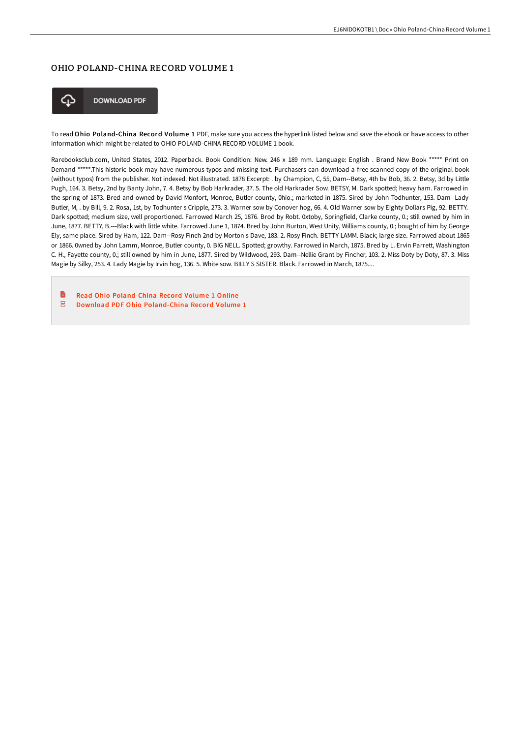## OHIO POLAND-CHINA RECORD VOLUME 1

DOWNLOAD PDF

To read **Ohio Poland-China Record Volume 1** PDF, make sure you access the hyperlink listed below and save the ebook or have access to other information which might be related to OHIO POLAND-CHINA RECORD VOLUME 1 book.

Rarebooksclub.com, United States, 2012. Paperback. Book Condition: New. 246 x 189 mm. Language: English . Brand New Book ***** Print on Demand *****.This historic book may have numerous typos and missing text. Purchasers can download a free scanned copy of the original book (without typos) from the publisher. Not indexed. Not illustrated. 1878 Excerpt: . by Champion, C, 55, Dam--Betsy, 4th bv Bob, 36. 2. Betsy, 3d by Little Pugh, 164. 3. Betsy, 2nd by Banty John, 7. 4. Betsy by Bob Harkrader, 37. 5. The old Harkrader Sow. BETSY, M. Dark spotted; heavy ham. Farrowed in the spring of 1873. Bred and owned by David Monfort, Monroe, Butler county, 0hio.; marketed in 1875. Sired by John Todhunter, 153. Dam--Lady Butler, M, . by Bill, 9. 2. Rosa, 1st, by Todhunter s Cripple, 273. 3. Warner sow by Conover hog, 66. 4. Old Warner sow by Eighty Dollars Pig, 92. BETTY. Dark spotted; medium size, well proportioned. Farrowed March 25, 1876. Brod by Robt. 0xtoby, Springfield, Clarke county, 0.; still owned by him in June, 1877. BETTY, B.---Black with little white. Farrowed June 1, 1874. Bred by John Burton, West Unity, Williams county, 0.; bought of him by George Ely, same place. Sired by Ham, 122. Dam--Rosy Finch 2nd by Morton s Dave, 183. 2. Rosy Finch. BETTY LAMM. Black; large size. Farrowed about 1865 or 1866. 0wned by John Lamm, Monroe, Butler county, 0. BIG NELL. Spotted; growthy. Farrowed in March, 1875. Bred by L. Ervin Parrett, Washington C. H., Fayette county, 0.; still owned by him in June, 1877. Sired by Wildwood, 293. Dam--Nellie Grant by Fincher, 103. 2. Miss Doty by Doty, 87. 3. Miss Magie by Silky, 253. 4. Lady Magie by Irvin hog, 136. 5. White sow. BILLY S SISTER. Black. Farrowed in March, 1875....

- Read Ohio Poland-China Record Volume 1 Online
- Download PDF Ohio Poland-China Record Volume 1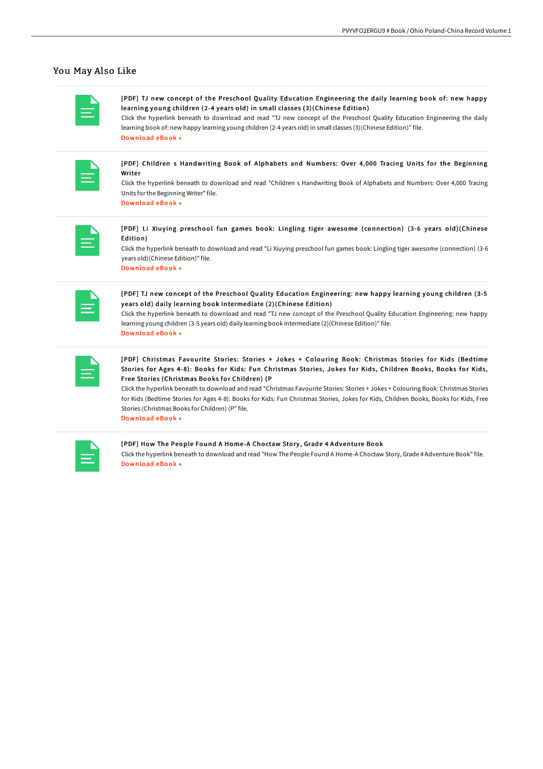## You May Also Like

[PDF] TJ new concept of the Preschool Quality Education Engineering the daily learning book of: new happy learning young children (2-4 years old) in small classes (3)(Chinese Edition)

Click the hyperlink beneath to download and read "TJ new concept of the Preschool Quality Education Engineering the daily learning book of: new happy learning young children (2-4 years old) in small classes (3)(Chinese Edition)" file.

Download eBook »

[PDF] Children s Handwriting Book of Alphabets and Numbers: Over 4,000 Tracing Units for the Beginning Writer

Click the hyperlink beneath to download and read "Children s Handwriting Book of Alphabets and Numbers: Over 4,000 Tracing Units for the Beginning Writer" file.

Download eBook »

[PDF] Li Xiuying preschool fun games book: Lingling tiger awesome (connection) (3-6 years old)(Chinese Edition)

Click the hyperlink beneath to download and read "Li Xiuying preschool fun games book: Lingling tiger awesome (connection) (3-6 years old)(Chinese Edition)" file.

Download eBook »

[PDF] TJ new concept of the Preschool Quality Education Engineering: new happy learning young children (3-5 years old) daily learning book Intermediate (2)(Chinese Edition)

Click the hyperlink beneath to download and read "TJ new concept of the Preschool Quality Education Engineering: new happy learning young children (3-5 years old) daily learning book Intermediate (2)(Chinese Edition)" file.

Download eBook »

[PDF] Christmas Favourite Stories: Stories + Jokes + Colouring Book: Christmas Stories for Kids (Bedtime Stories for Ages 4-8): Books for Kids: Fun Christmas Stories, Jokes for Kids, Children Books, Books for Kids, Free Stories (Christmas Books for Children) (P

Click the hyperlink beneath to download and read "Christmas Favourite Stories: Stories + Jokes + Colouring Book: Christmas Stories for Kids (Bedtime Stories for Ages 4-8): Books for Kids: Fun Christmas Stories, Jokes for Kids, Children Books, Books for Kids, Free Stories (Christmas Books for Children) (P" file.

Download eBook »

[PDF] How The People Found A Home-A Choctaw Story, Grade 4 Adventure Book

Click the hyperlink beneath to download and read "How The People Found A Home-A Choctaw Story, Grade 4 Adventure Book" file.

Download eBook »